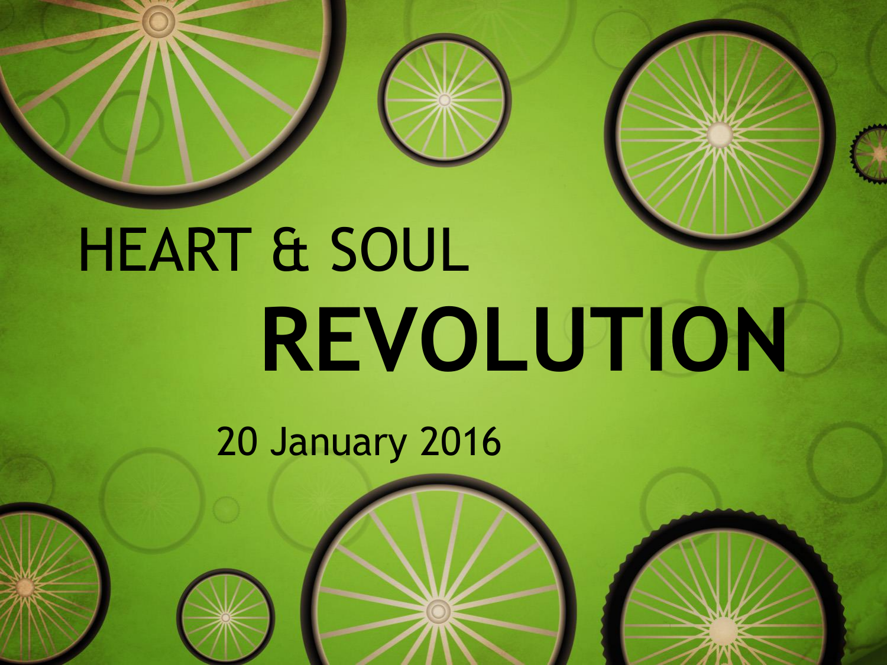# HEART & SOUL REVOLUTION

20 January 2016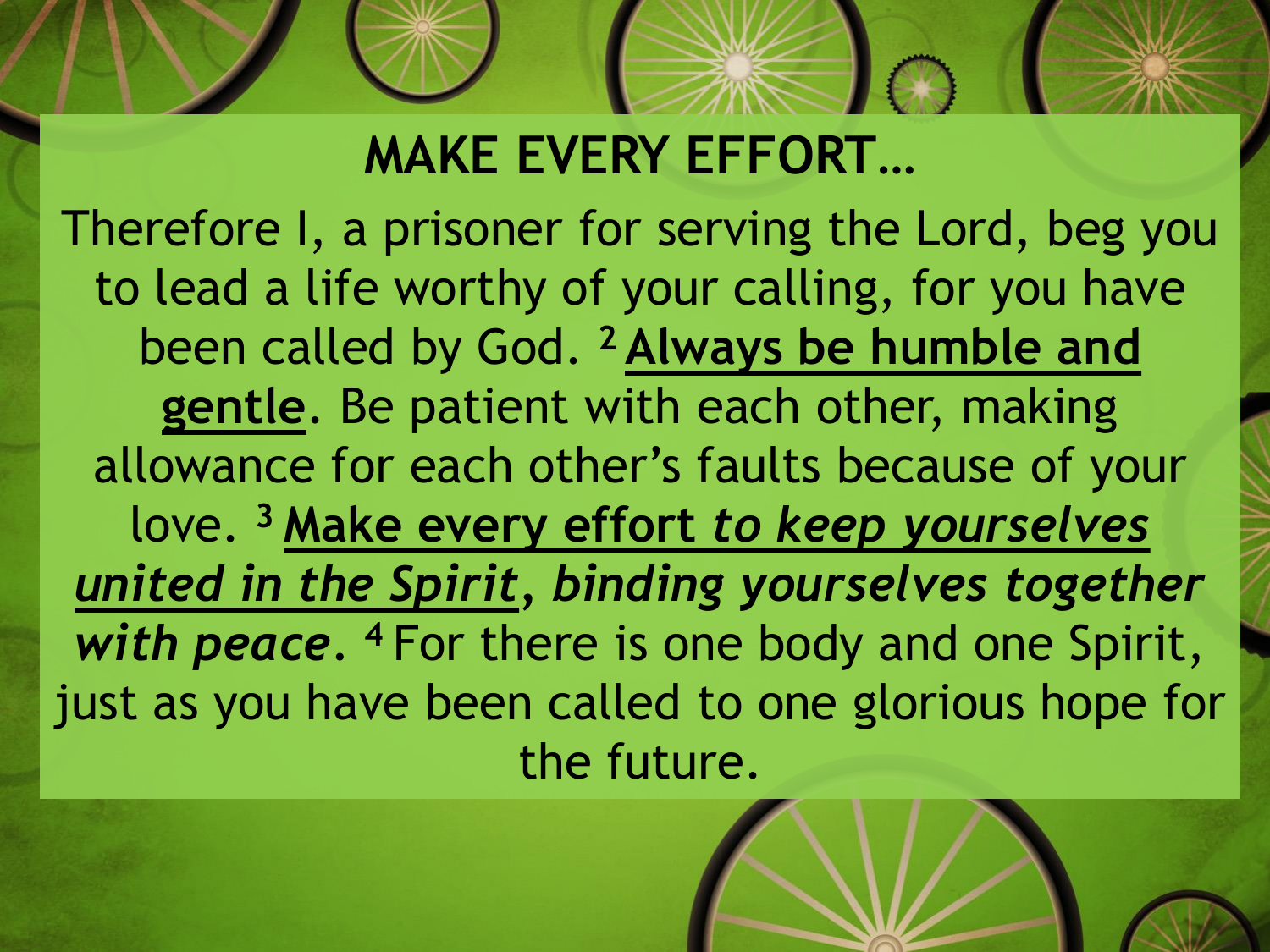# MAKE EVERY EFFORT…

Therefore I, a prisoner for serving the Lord, beg you to lead a life worthy of your calling, for you have been called by God. [2] **Always be humble and gentle**. Be patient with each other, making allowance for each other's faults because of your love. [3] **Make every effort *to keep yourselves united in the Spirit*, *binding yourselves together with peace*.** [4] For there is one body and one Spirit, just as you have been called to one glorious hope for the future.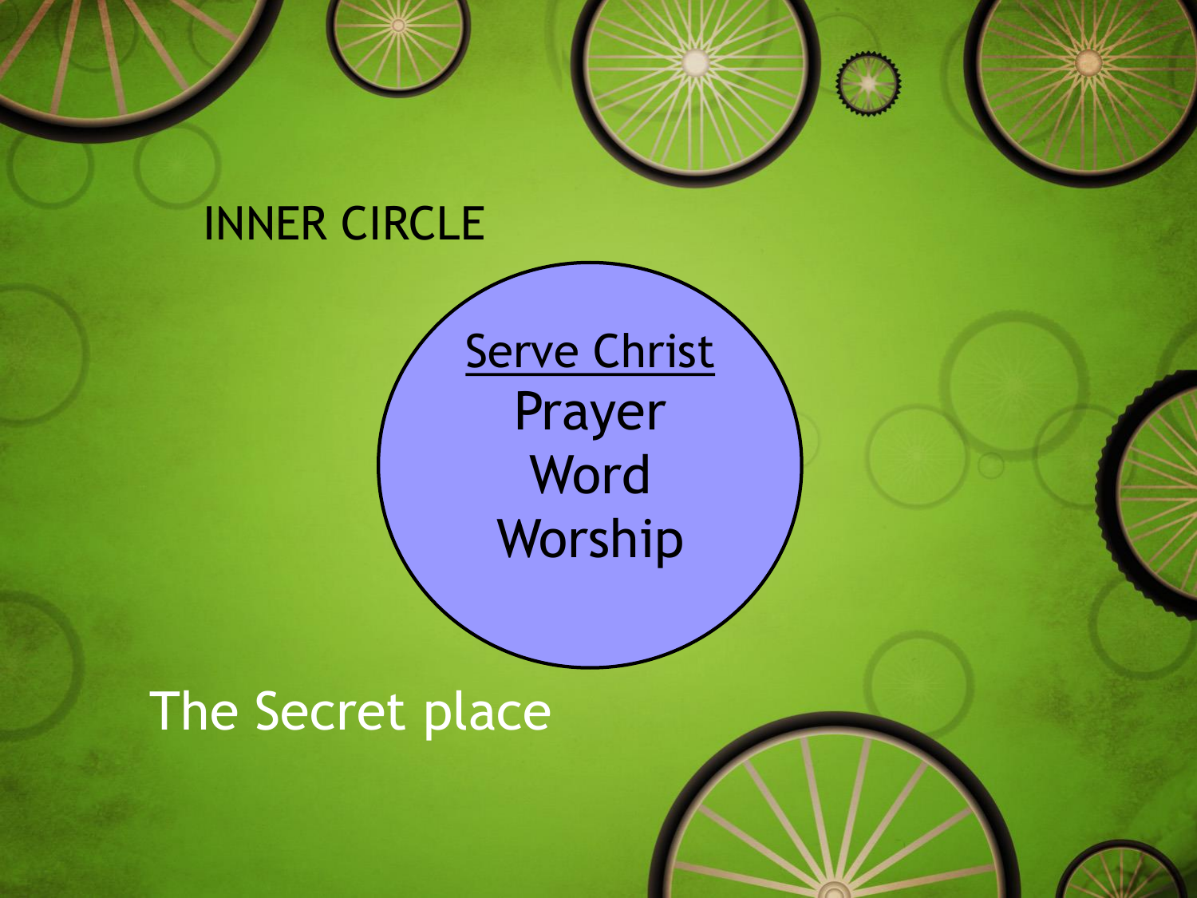# INNER CIRCLE

<u>Serve Christ</u>

Prayer

Word

Worship

The Secret place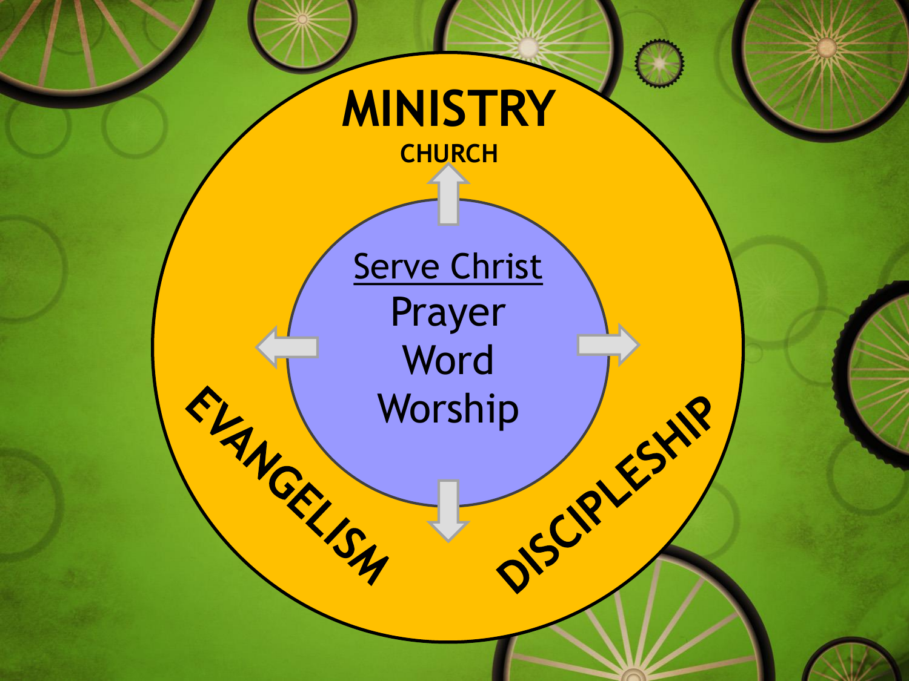# MINISTRY

CHURCH

Serve Christ

Prayer

Word

Worship

EVANGELISM

DISCIPLESHIP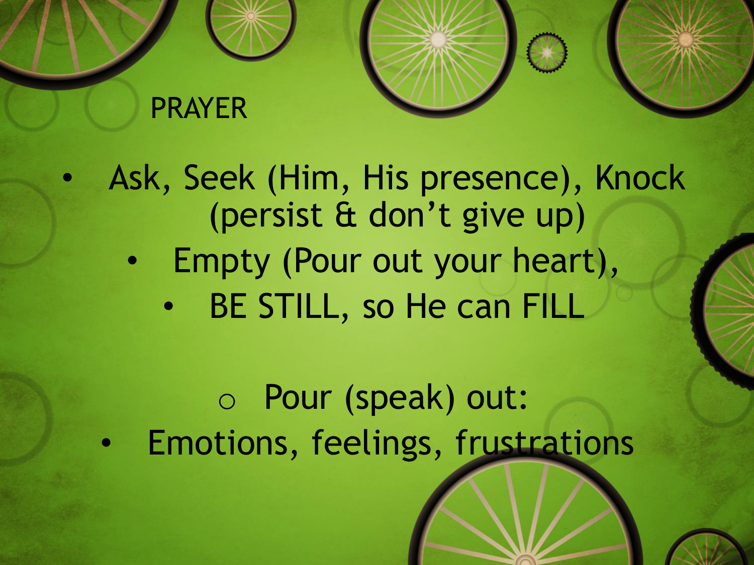## PRAYER

- Ask, Seek (Him, His presence), Knock (persist & don't give up)
- Empty (Pour out your heart),
- BE STILL, so He can FILL

  - Pour (speak) out:
- Emotions, feelings, frustrations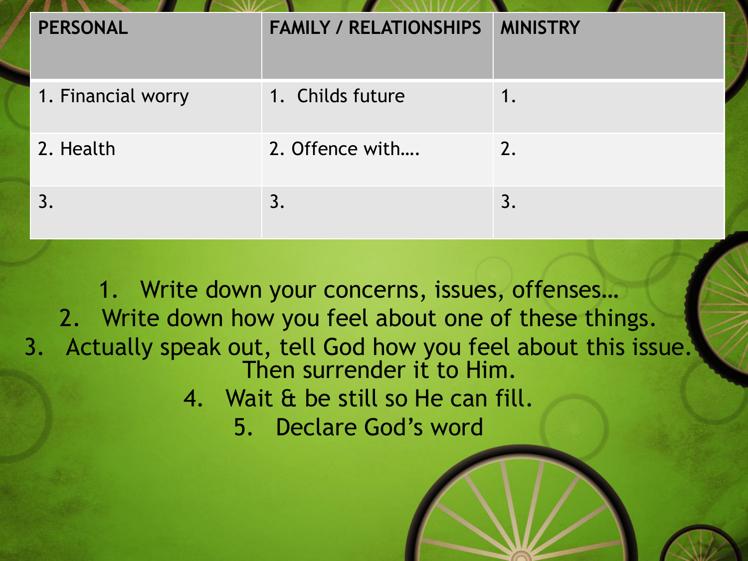| PERSONAL | FAMILY / RELATIONSHIPS | MINISTRY |
|---|---|---|
| 1. Financial worry | 1. Childs future | 1. |
| 2. Health | 2. Offence with…. | 2. |
| 3. | 3. | 3. |

1. Write down your concerns, issues, offenses…
2. Write down how you feel about one of these things.
3. Actually speak out, tell God how you feel about this issue. Then surrender it to Him.
4. Wait & be still so He can fill.
5. Declare God's word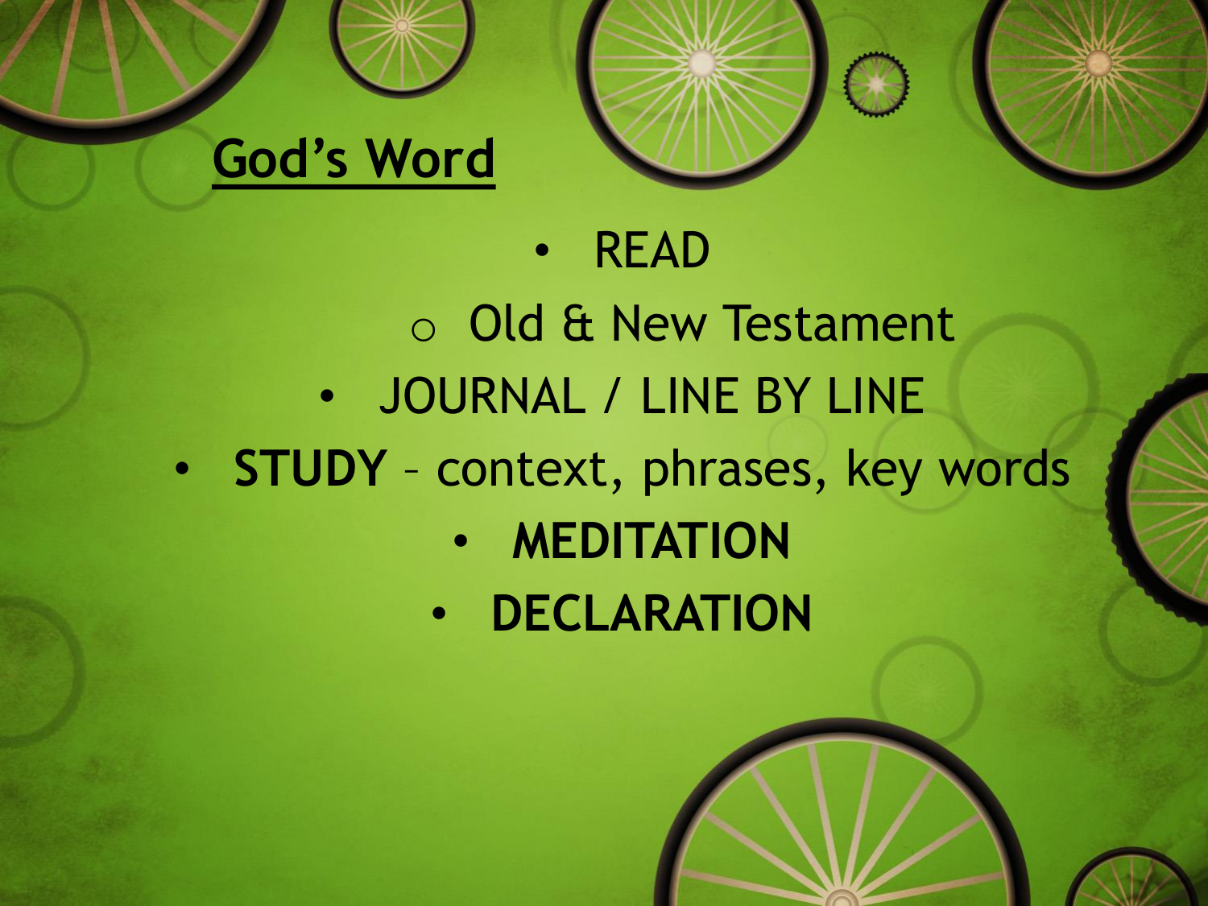## God's Word

- READ
  - Old & New Testament
- JOURNAL / LINE BY LINE
- **STUDY** – context, phrases, key words
- **MEDITATION**
- **DECLARATION**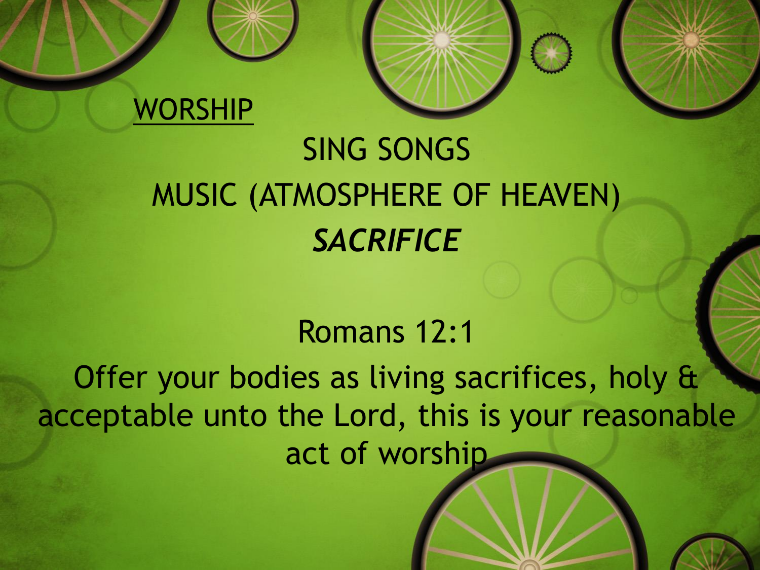WORSHIP

SING SONGS

MUSIC (ATMOSPHERE OF HEAVEN)

***SACRIFICE***

Romans 12:1

Offer your bodies as living sacrifices, holy & acceptable unto the Lord, this is your reasonable act of worship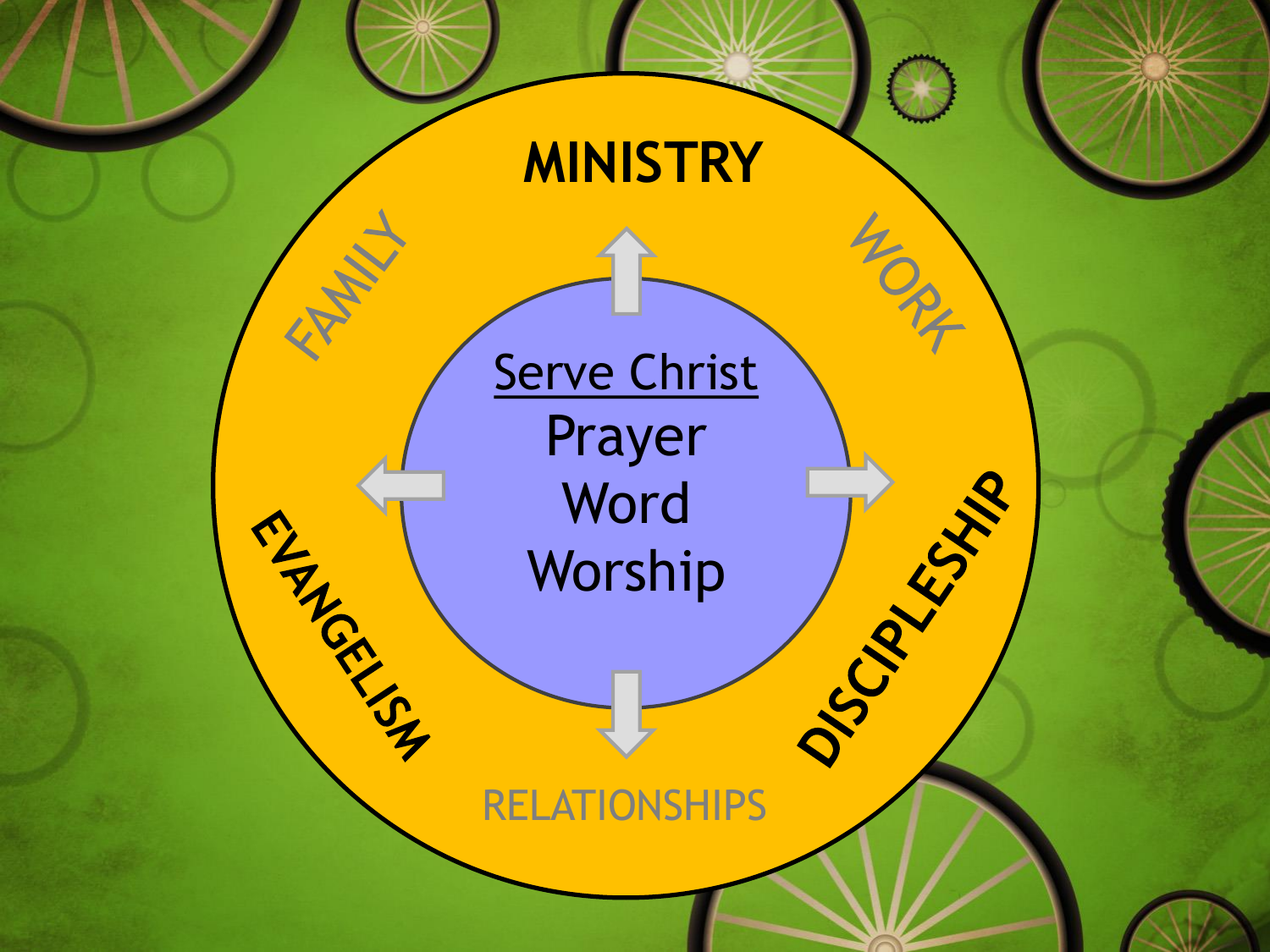MINISTRY

FAMILY

WORK

Serve Christ

Prayer

Word

Worship

EVANGELISM

DISCIPLESHIP

RELATIONSHIPS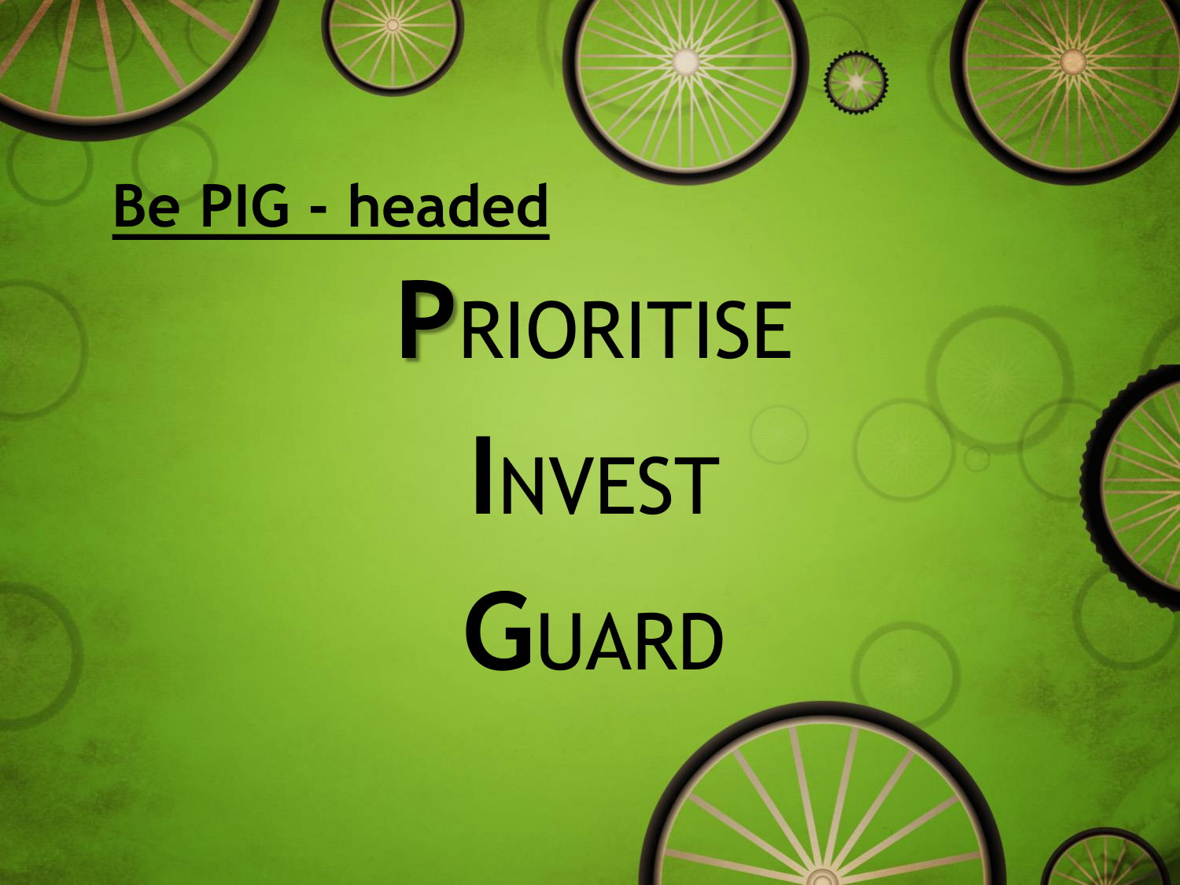## Be PIG - headed

**P**RIORITISE

**I**NVEST

**G**UARD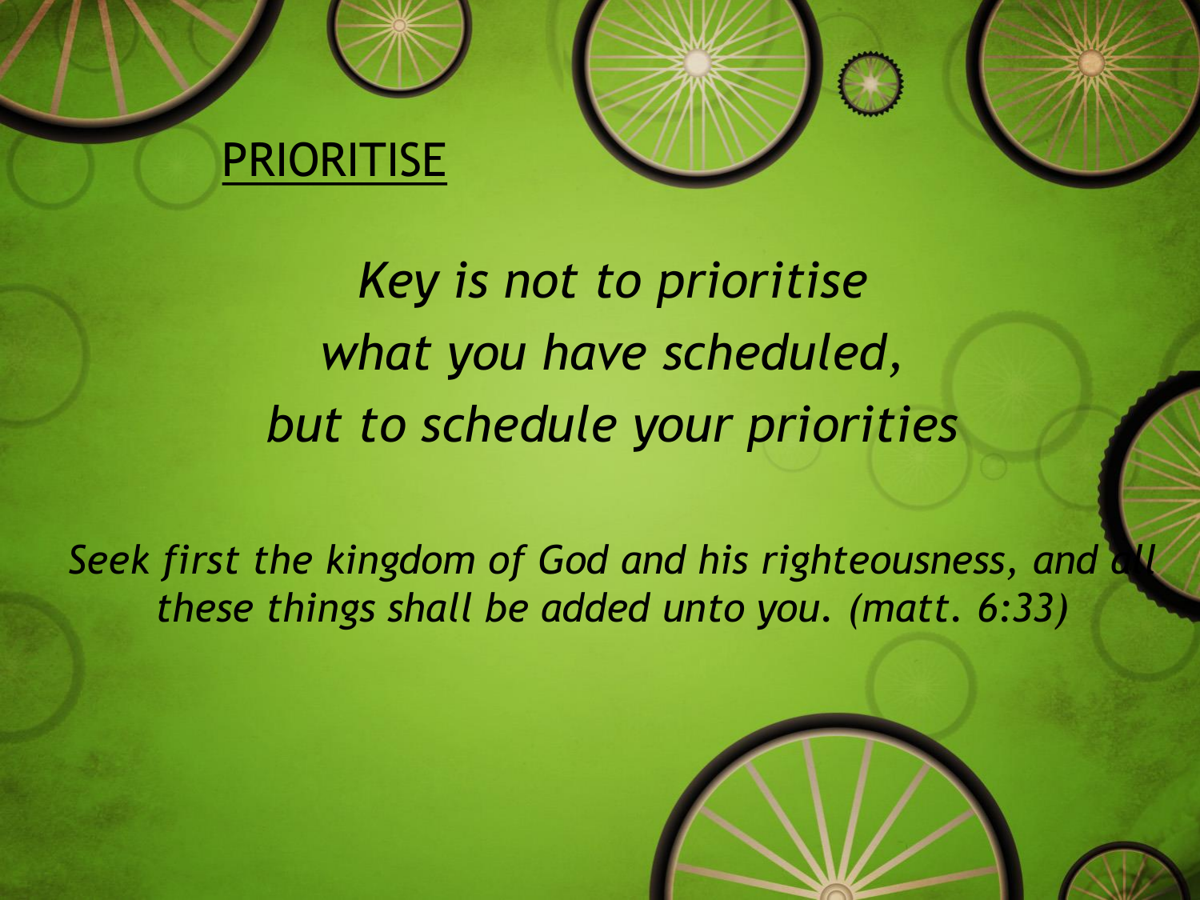# PRIORITISE

*Key is not to prioritise*
*what you have scheduled,*
*but to schedule your priorities*

*Seek first the kingdom of God and his righteousness, and all these things shall be added unto you. (matt. 6:33)*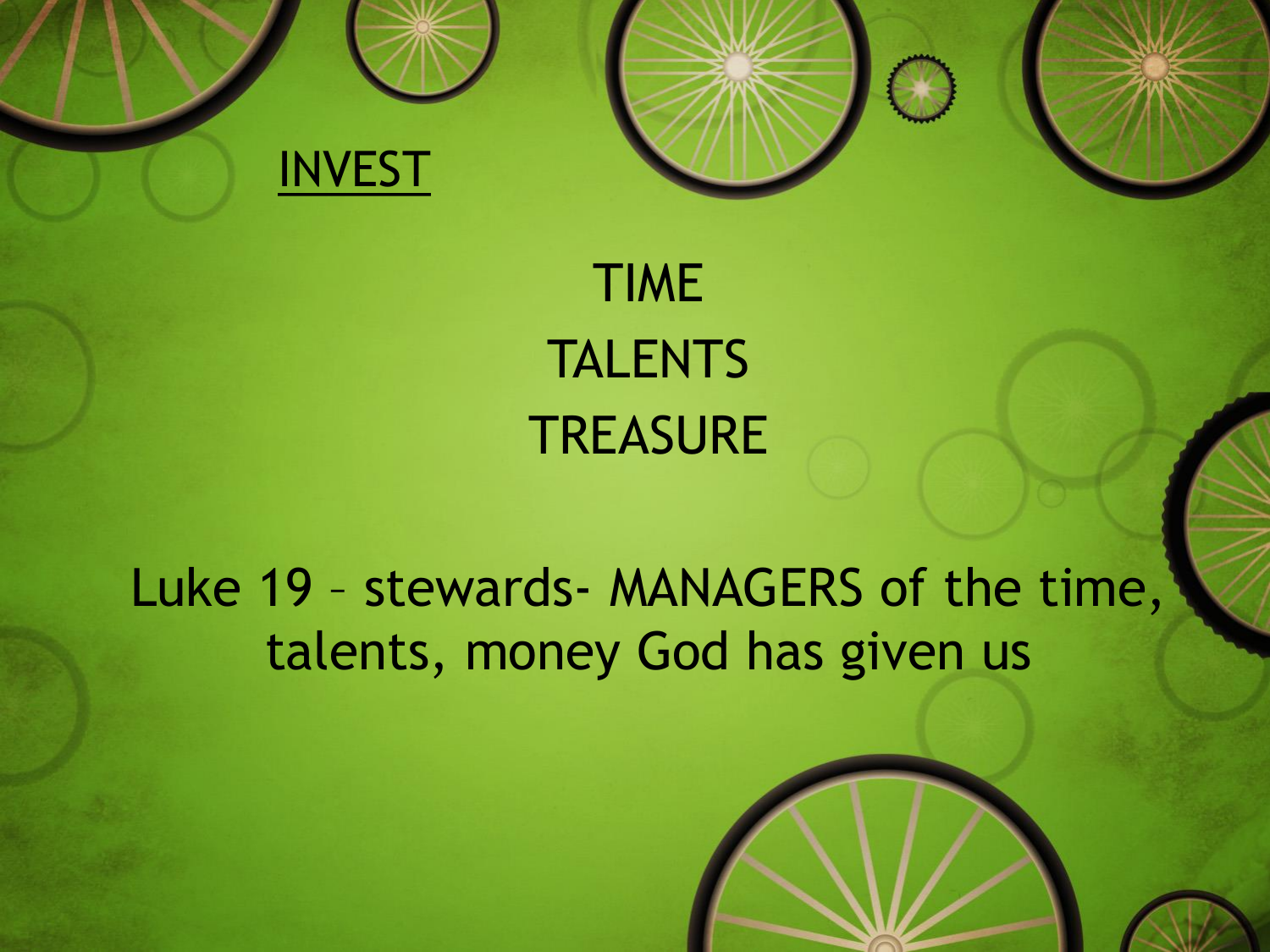INVEST

TIME
TALENTS
TREASURE

Luke 19 – stewards- MANAGERS of the time, talents, money God has given us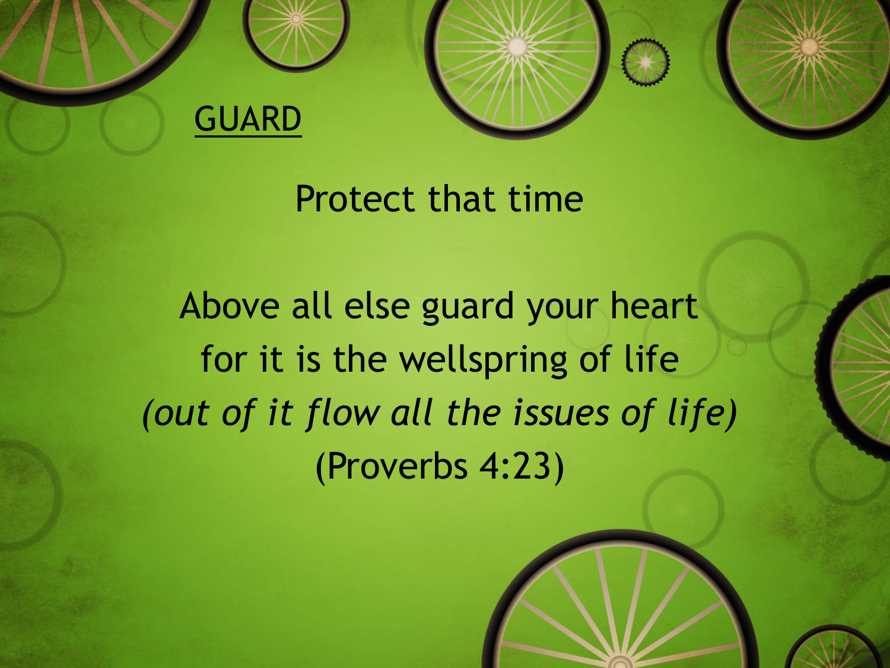## GUARD

Protect that time

Above all else guard your heart
for it is the wellspring of life
*(out of it flow all the issues of life)*
(Proverbs 4:23)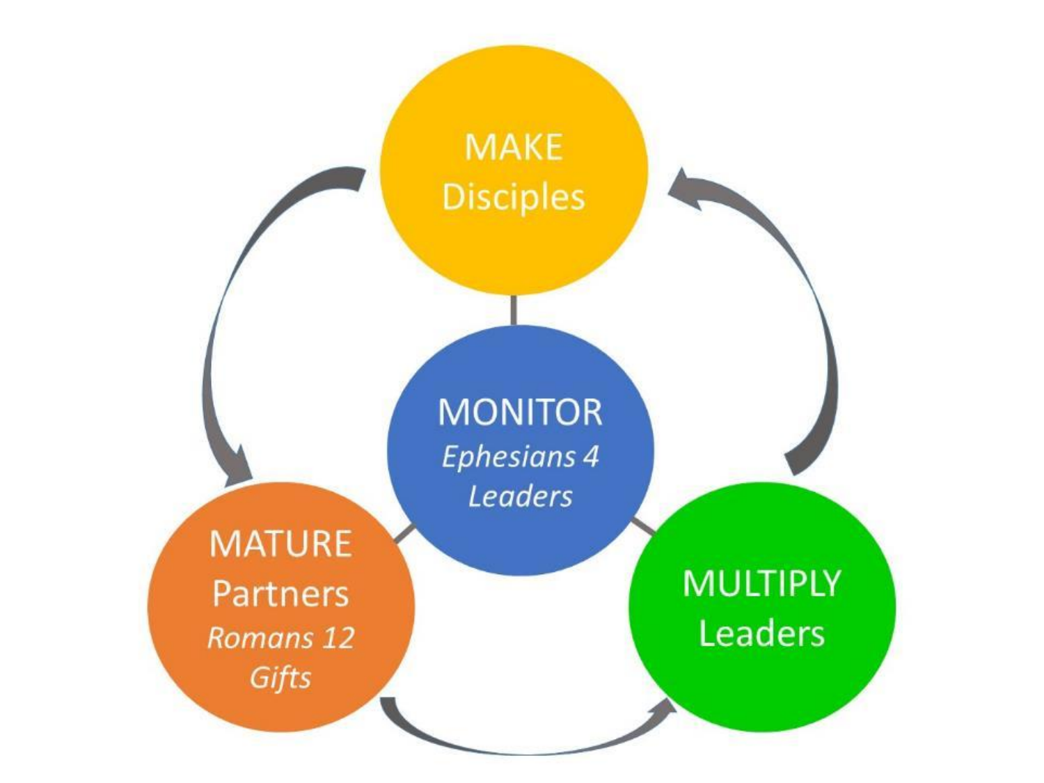MAKE
Disciples

MONITOR
*Ephesians 4*
*Leaders*

MATURE
Partners
*Romans 12*
*Gifts*

MULTIPLY
Leaders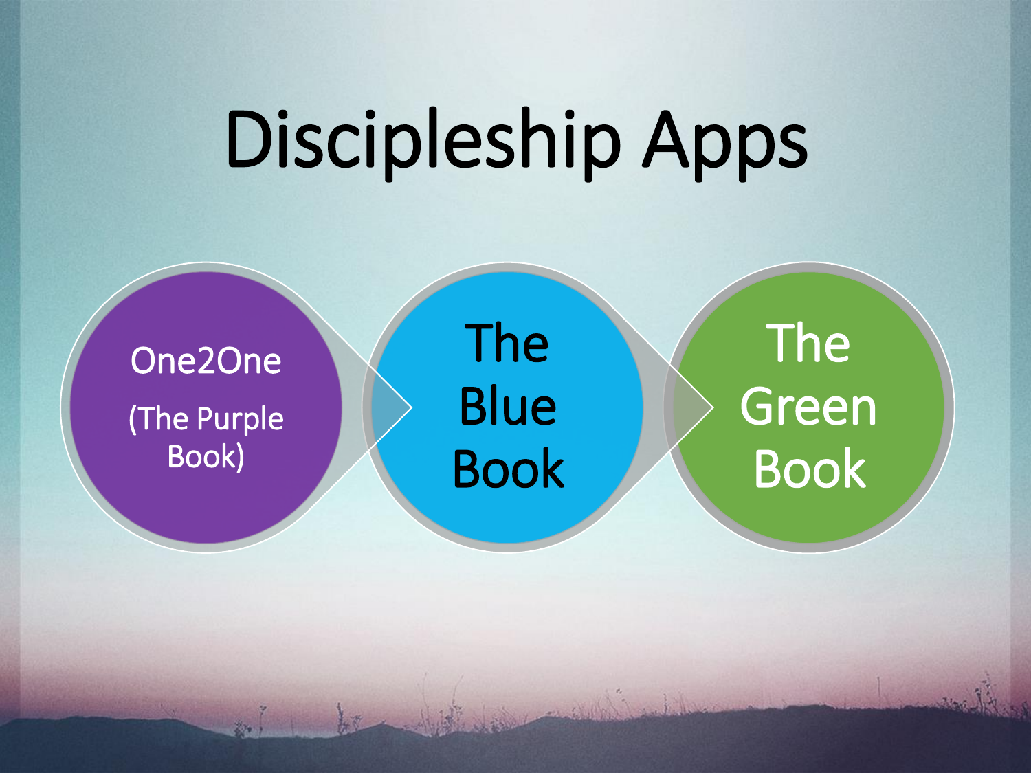# Discipleship Apps

- One2One (The Purple Book)
- The Blue Book
- The Green Book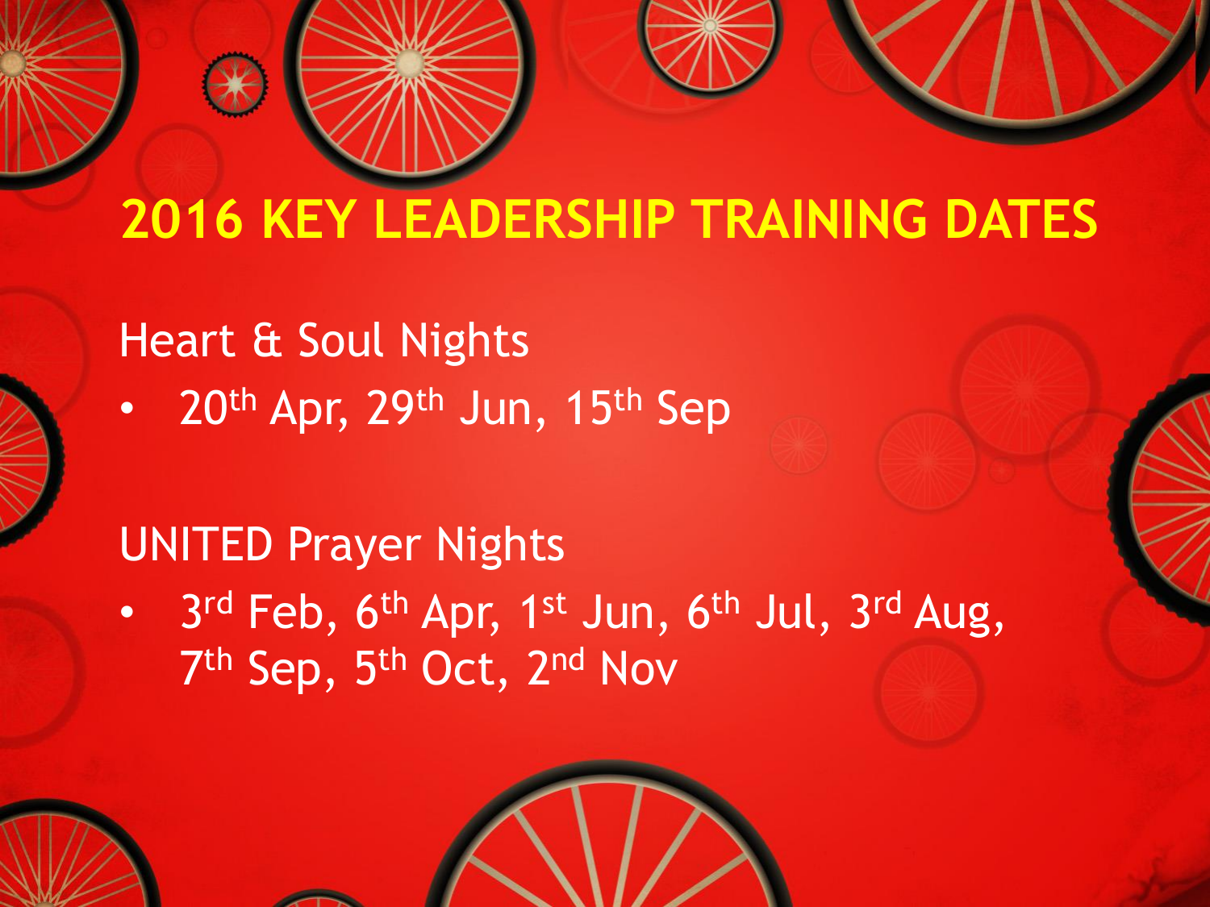# 2016 KEY LEADERSHIP TRAINING DATES

Heart & Soul Nights

- 20th Apr, 29th Jun, 15th Sep

UNITED Prayer Nights

- 3rd Feb, 6th Apr, 1st Jun, 6th Jul, 3rd Aug, 7th Sep, 5th Oct, 2nd Nov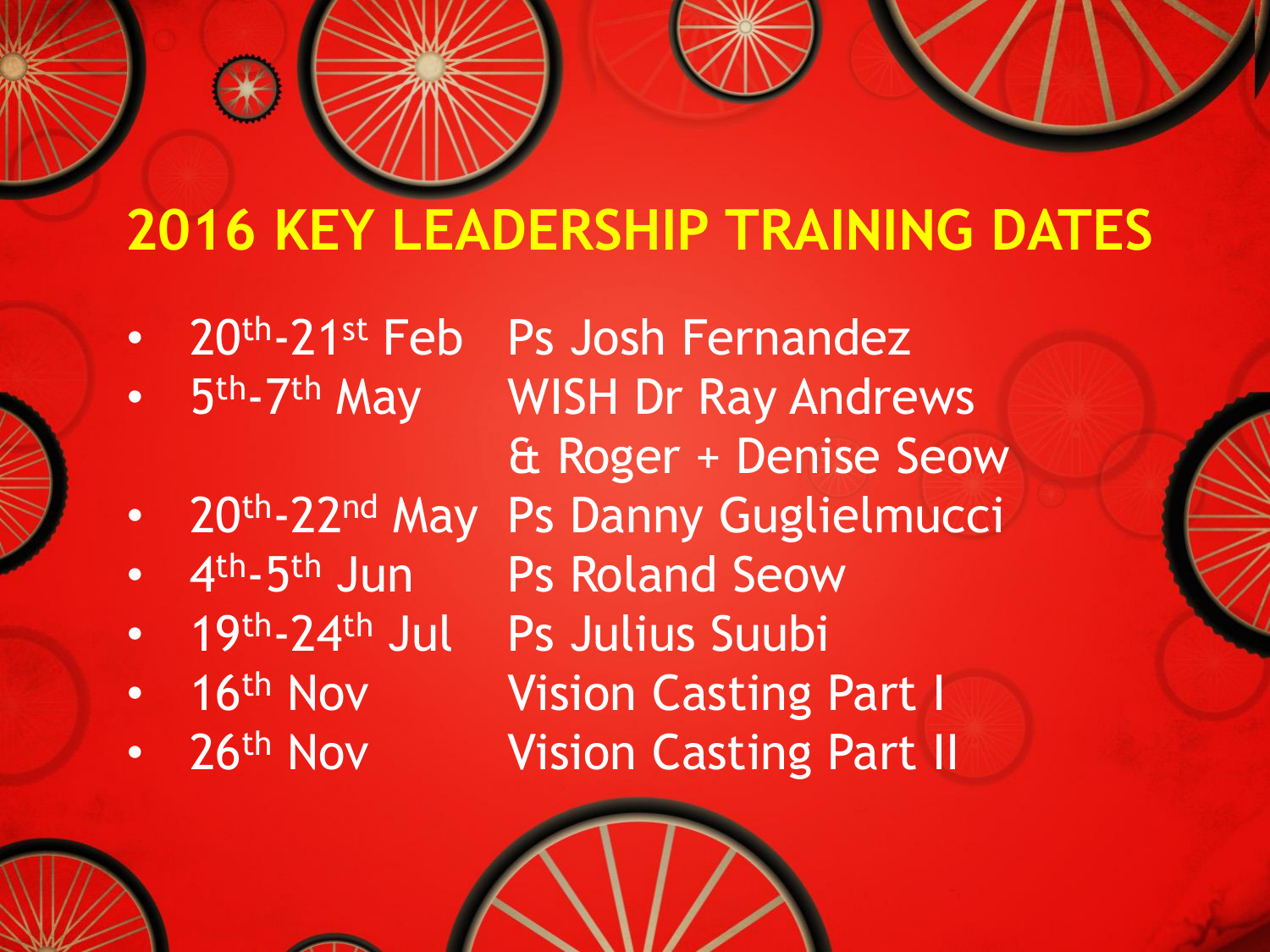# 2016 KEY LEADERSHIP TRAINING DATES

- 20th-21st Feb — Ps Josh Fernandez
- 5th-7th May — WISH Dr Ray Andrews & Roger + Denise Seow
- 20th-22nd May — Ps Danny Guglielmucci
- 4th-5th Jun — Ps Roland Seow
- 19th-24th Jul — Ps Julius Suubi
- 16th Nov — Vision Casting Part I
- 26th Nov — Vision Casting Part II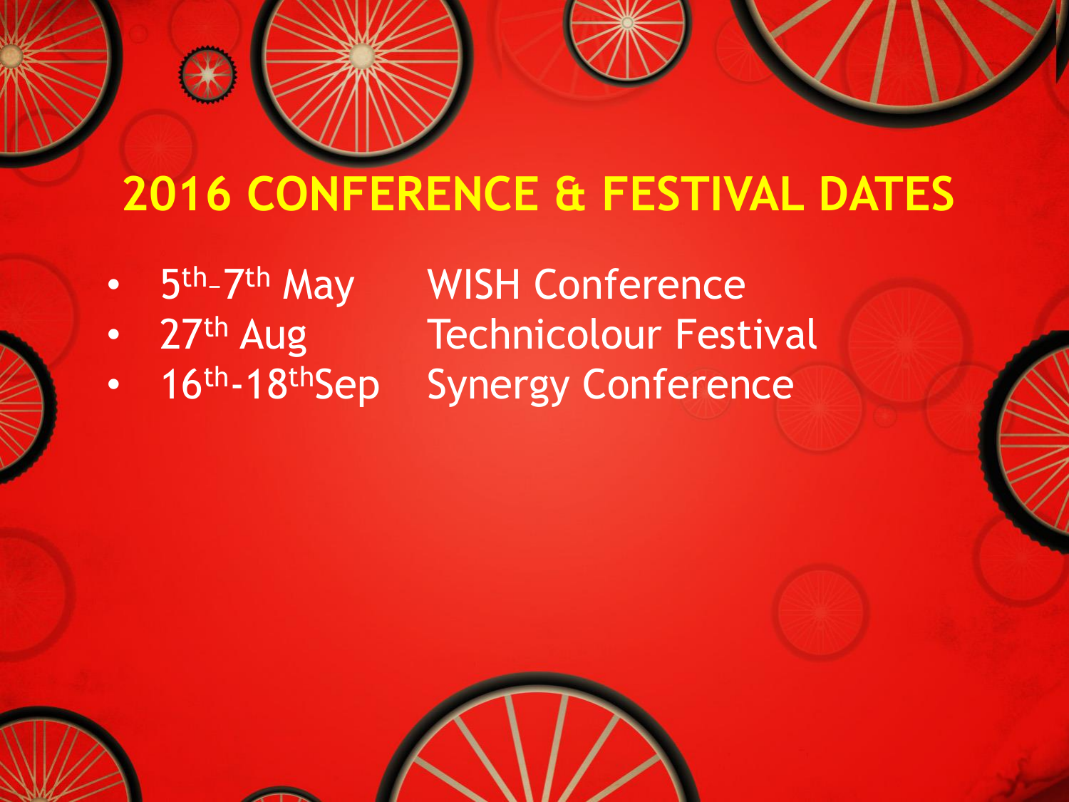# 2016 CONFERENCE & FESTIVAL DATES

- 5th–7th May WISH Conference
- 27th Aug Technicolour Festival
- 16th-18thSep Synergy Conference